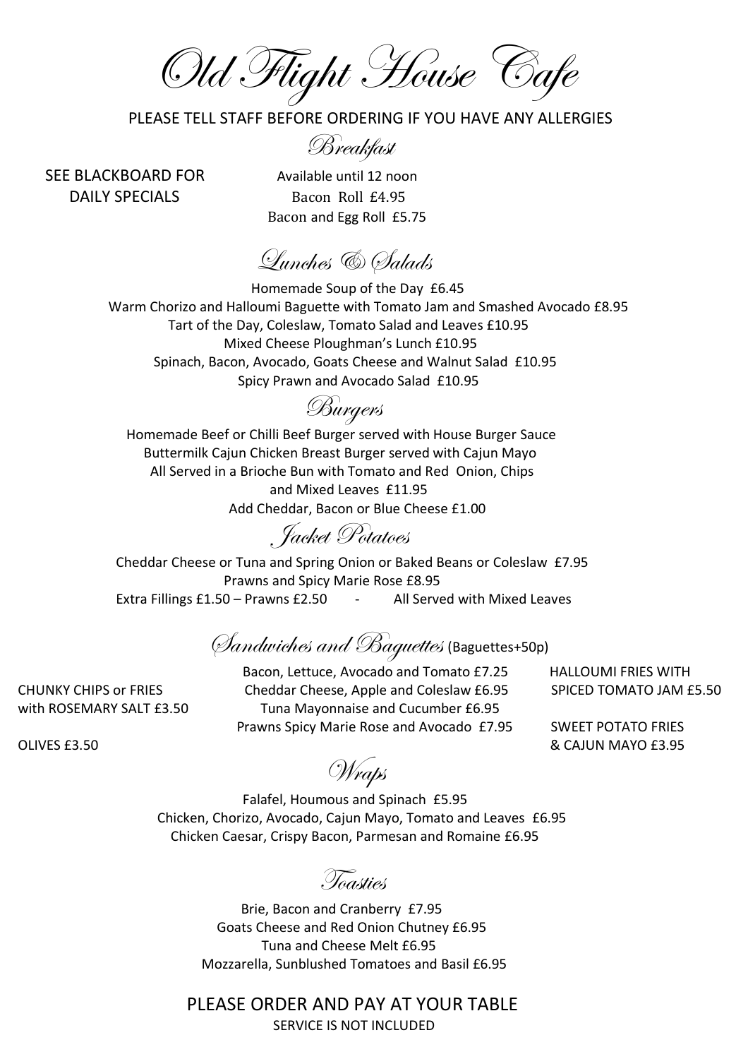# Old Flight House Cafe

PLEASE TELL STAFF BEFORE ORDERING IF YOU HAVE ANY ALLERGIES

SEE BLACKBOARD FOR DAILY SPECIALS

## Breakfast

Available until 12 noon

Bacon Roll £4.95

Bacon and Egg Roll £5.75

## Lunches & Salads

Homemade Soup of the Day £6.45

Warm Chorizo and Halloumi Baguette with Tomato Jam and Smashed Avocado £8.95

Tart of the Day, Coleslaw, Tomato Salad and Leaves £10.95

Mixed Cheese Ploughman's Lunch £10.95

Spinach, Bacon, Avocado, Goats Cheese and Walnut Salad £10.95

Spicy Prawn and Avocado Salad £10.95

## Burgers

Homemade Beef or Chilli Beef Burger served with House Burger Sauce

Buttermilk Cajun Chicken Breast Burger served with Cajun Mayo

All Served in a Brioche Bun with Tomato and Red Onion, Chips and Mixed Leaves £11.95

Add Cheddar, Bacon or Blue Cheese £1.00

## Jacket Potatoes

Cheddar Cheese or Tuna and Spring Onion or Baked Beans or Coleslaw £7.95

Prawns and Spicy Marie Rose £8.95

Extra Fillings £1.50 – Prawns £2.50 - All Served with Mixed Leaves

## Sandwiches and Baguettes (Baguettes+50p)

Bacon, Lettuce, Avocado and Tomato £7.25

Cheddar Cheese, Apple and Coleslaw £6.95

Tuna Mayonnaise and Cucumber £6.95

Prawns Spicy Marie Rose and Avocado £7.95

CHUNKY CHIPS or FRIES with ROSEMARY SALT £3.50

OLIVES £3.50

HALLOUMI FRIES WITH SPICED TOMATO JAM £5.50

SWEET POTATO FRIES & CAJUN MAYO £3.95

## Wraps

Falafel, Houmous and Spinach £5.95

Chicken, Chorizo, Avocado, Cajun Mayo, Tomato and Leaves £6.95

Chicken Caesar, Crispy Bacon, Parmesan and Romaine £6.95

## Toasties

Brie, Bacon and Cranberry £7.95

Goats Cheese and Red Onion Chutney £6.95

Tuna and Cheese Melt £6.95

Mozzarella, Sunblushed Tomatoes and Basil £6.95

PLEASE ORDER AND PAY AT YOUR TABLE

SERVICE IS NOT INCLUDED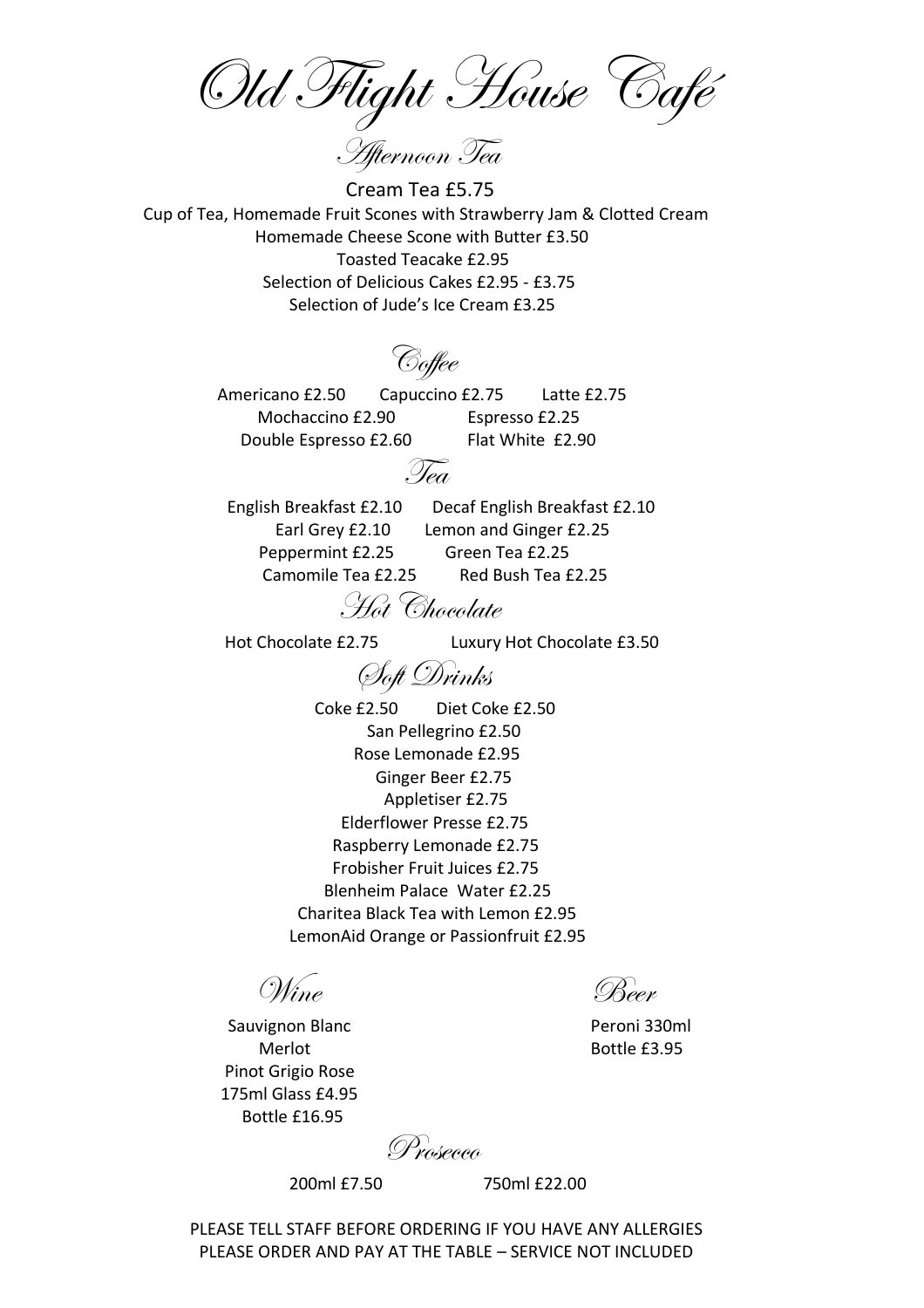# Old Flight House Café

## Afternoon Tea

Cream Tea £5.75

Cup of Tea, Homemade Fruit Scones with Strawberry Jam & Clotted Cream

Homemade Cheese Scone with Butter £3.50

Toasted Teacake £2.95

Selection of Delicious Cakes £2.95 - £3.75

Selection of Jude's Ice Cream £3.25

## Coffee

Americano £2.50 Capuccino £2.75 Latte £2.75

Mochaccino £2.90 Espresso £2.25

Double Espresso £2.60 Flat White £2.90

## Tea

English Breakfast £2.10 Decaf English Breakfast £2.10

Earl Grey £2.10 Lemon and Ginger £2.25

Peppermint £2.25 Green Tea £2.25

Camomile Tea £2.25 Red Bush Tea £2.25

## Hot Chocolate

Hot Chocolate £2.75 Luxury Hot Chocolate £3.50

## Soft Drinks

Coke £2.50 Diet Coke £2.50

San Pellegrino £2.50

Rose Lemonade £2.95

Ginger Beer £2.75

Appletiser £2.75

Elderflower Presse £2.75

Raspberry Lemonade £2.75

Frobisher Fruit Juices £2.75

Blenheim Palace Water £2.25

Charitea Black Tea with Lemon £2.95

LemonAid Orange or Passionfruit £2.95

## Wine

Sauvignon Blanc

Merlot

Pinot Grigio Rose

175ml Glass £4.95

Bottle £16.95

## Beer

Peroni 330ml

Bottle £3.95

## Prosecco

200ml £7.50 750ml £22.00

PLEASE TELL STAFF BEFORE ORDERING IF YOU HAVE ANY ALLERGIES

PLEASE ORDER AND PAY AT THE TABLE – SERVICE NOT INCLUDED